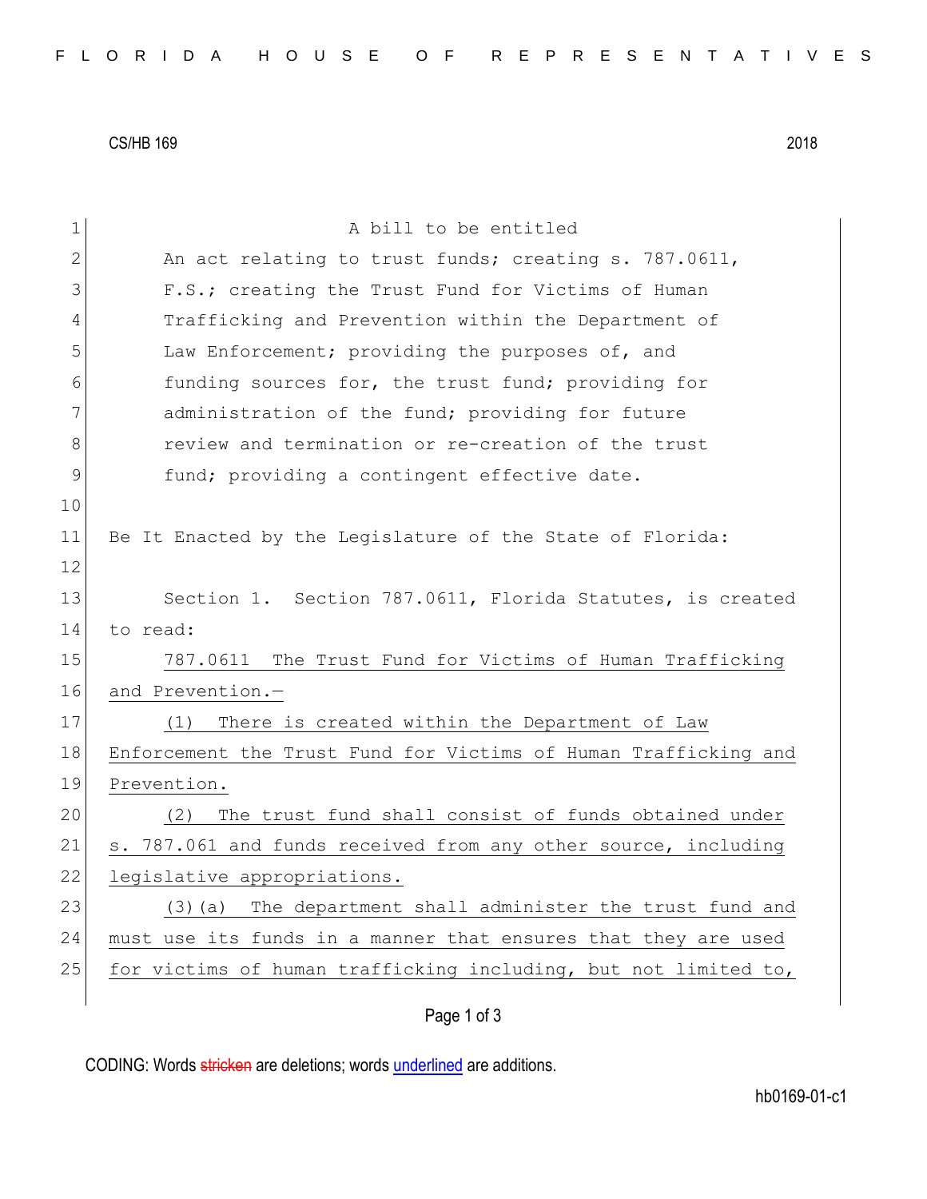CS/HB 169 2018

A bill to be entitled

An act relating to trust funds; creating s. 787.0611, F.S.; creating the Trust Fund for Victims of Human Trafficking and Prevention within the Department of Law Enforcement; providing the purposes of, and funding sources for, the trust fund; providing for administration of the fund; providing for future review and termination or re-creation of the trust fund; providing a contingent effective date.

Be It Enacted by the Legislature of the State of Florida:

Section 1. Section 787.0611, Florida Statutes, is created to read:

787.0611 The Trust Fund for Victims of Human Trafficking and Prevention.—

(1) There is created within the Department of Law Enforcement the Trust Fund for Victims of Human Trafficking and Prevention.

(2) The trust fund shall consist of funds obtained under s. 787.061 and funds received from any other source, including legislative appropriations.

(3)(a) The department shall administer the trust fund and must use its funds in a manner that ensures that they are used for victims of human trafficking including, but not limited to,

CODING: Words stricken are deletions; words underlined are additions.

hb0169-01-c1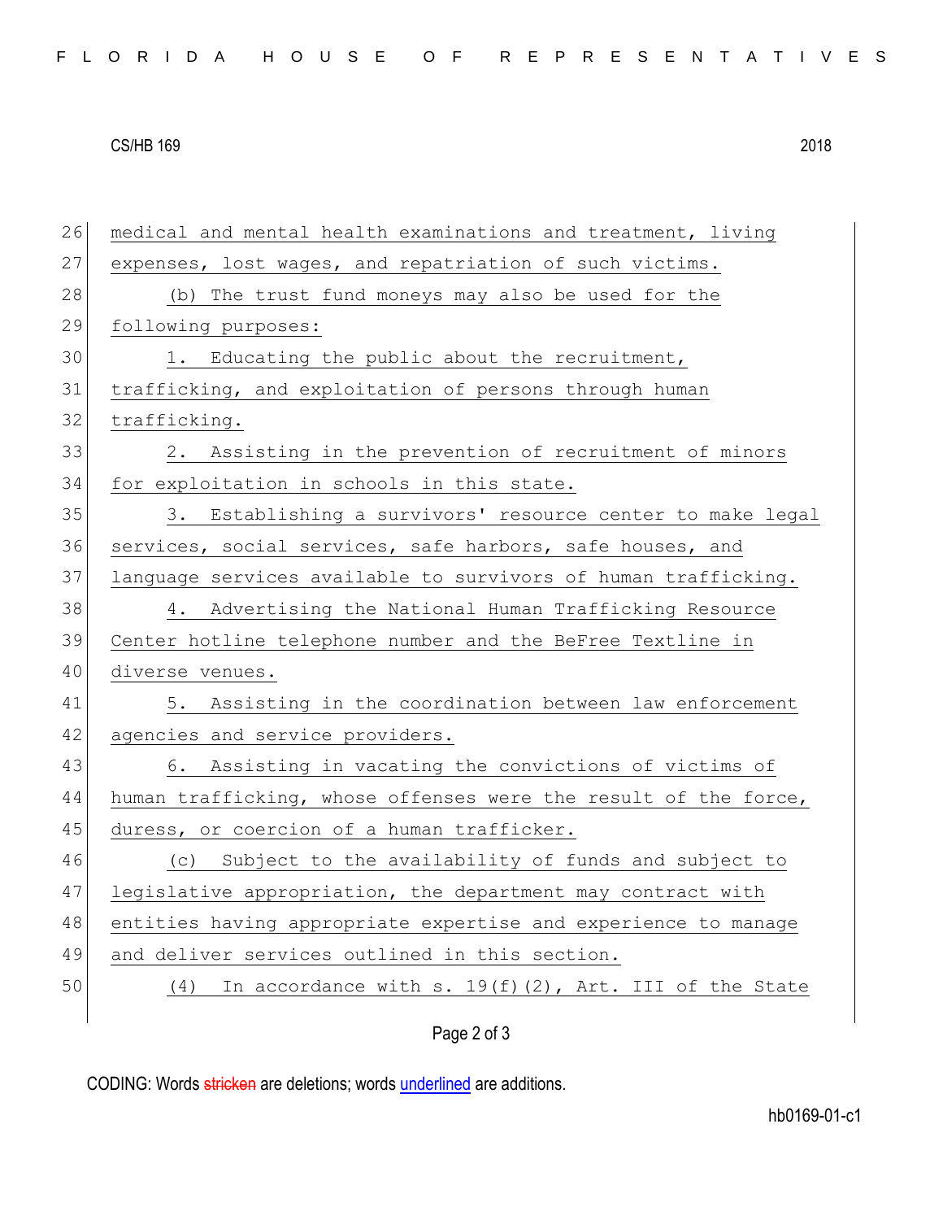medical and mental health examinations and treatment, living expenses, lost wages, and repatriation of such victims.

(b) The trust fund moneys may also be used for the following purposes:

1. Educating the public about the recruitment, trafficking, and exploitation of persons through human trafficking.

2. Assisting in the prevention of recruitment of minors for exploitation in schools in this state.

3. Establishing a survivors' resource center to make legal services, social services, safe harbors, safe houses, and language services available to survivors of human trafficking.

4. Advertising the National Human Trafficking Resource Center hotline telephone number and the BeFree Textline in diverse venues.

5. Assisting in the coordination between law enforcement agencies and service providers.

6. Assisting in vacating the convictions of victims of human trafficking, whose offenses were the result of the force, duress, or coercion of a human trafficker.

(c) Subject to the availability of funds and subject to legislative appropriation, the department may contract with entities having appropriate expertise and experience to manage and deliver services outlined in this section.

(4) In accordance with s. 19(f)(2), Art. III of the State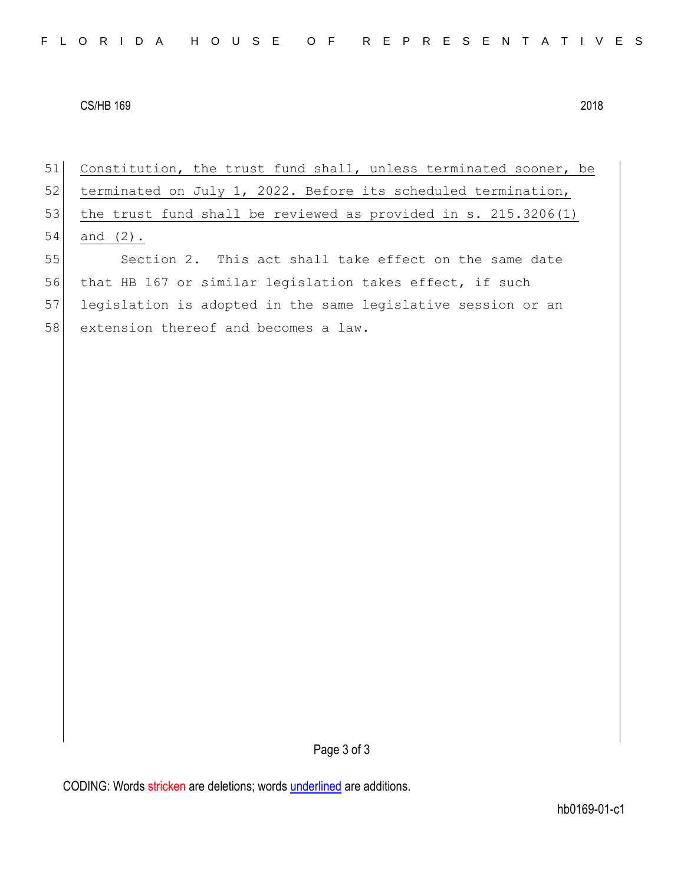51 Constitution, the trust fund shall, unless terminated sooner, be
52 terminated on July 1, 2022. Before its scheduled termination,
53 the trust fund shall be reviewed as provided in s. 215.3206(1)
54 and (2).

55 Section 2. This act shall take effect on the same date
56 that HB 167 or similar legislation takes effect, if such
57 legislation is adopted in the same legislative session or an
58 extension thereof and becomes a law.

CODING: Words stricken are deletions; words underlined are additions.

hb0169-01-c1